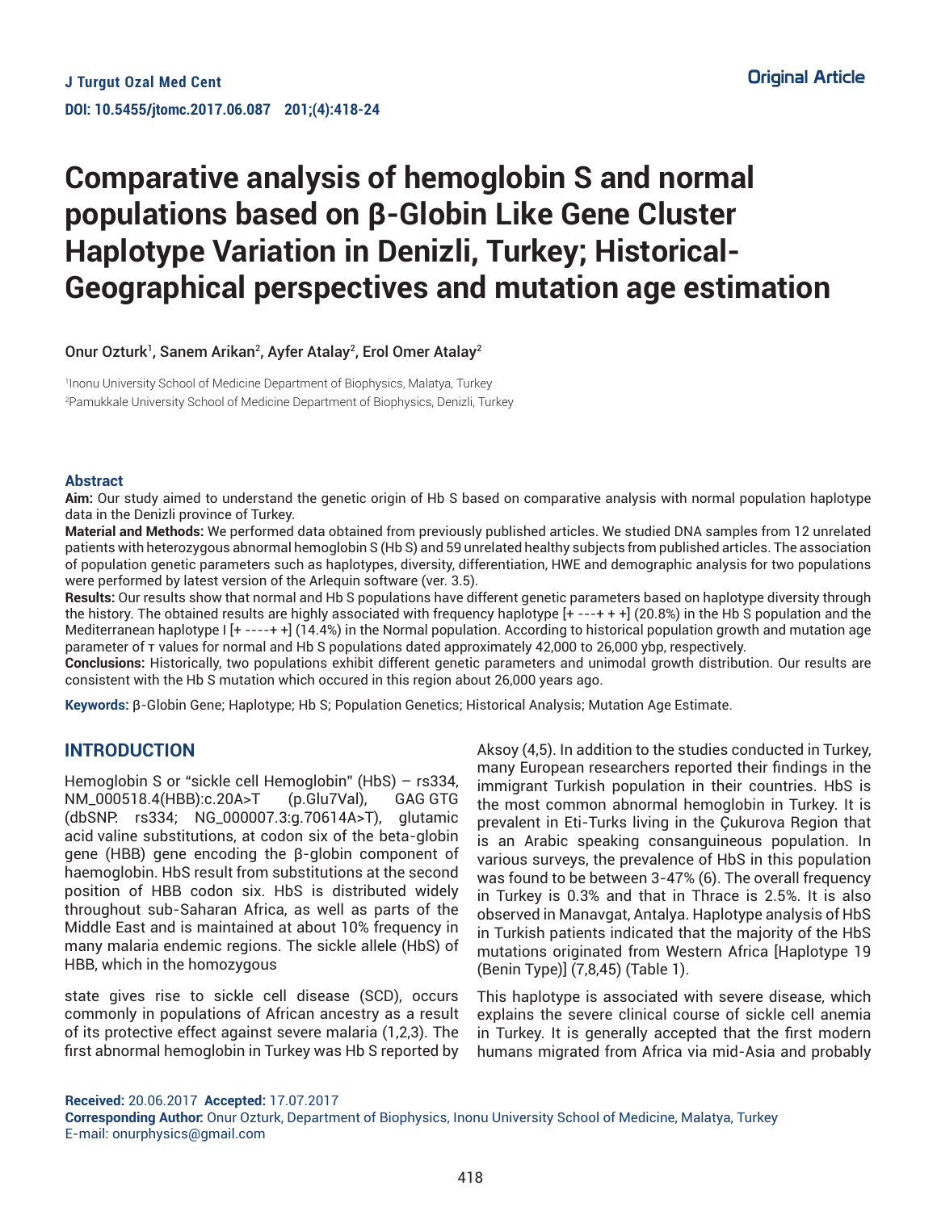Original Article

# Comparative analysis of hemoglobin S and normal populations based on β-Globin Like Gene Cluster Haplotype Variation in Denizli, Turkey; Historical-Geographical perspectives and mutation age estimation

Onur Ozturk[1], Sanem Arikan[2], Ayfer Atalay[2], Erol Omer Atalay[2]

[1]Inonu University School of Medicine Department of Biophysics, Malatya, Turkey
[2]Pamukkale University School of Medicine Department of Biophysics, Denizli, Turkey

## Abstract

**Aim:** Our study aimed to understand the genetic origin of Hb S based on comparative analysis with normal population haplotype data in the Denizli province of Turkey.

**Material and Methods:** We performed data obtained from previously published articles. We studied DNA samples from 12 unrelated patients with heterozygous abnormal hemoglobin S (Hb S) and 59 unrelated healthy subjects from published articles. The association of population genetic parameters such as haplotypes, diversity, differentiation, HWE and demographic analysis for two populations were performed by latest version of the Arlequin software (ver. 3.5).

**Results:** Our results show that normal and Hb S populations have different genetic parameters based on haplotype diversity through the history. The obtained results are highly associated with frequency haplotype [+ ---+ + +] (20.8%) in the Hb S population and the Mediterranean haplotype I [+ ----+ +] (14.4%) in the Normal population. According to historical population growth and mutation age parameter of τ values for normal and Hb S populations dated approximately 42,000 to 26,000 ybp, respectively.

**Conclusions:** Historically, two populations exhibit different genetic parameters and unimodal growth distribution. Our results are consistent with the Hb S mutation which occured in this region about 26,000 years ago.

**Keywords:** β-Globin Gene; Haplotype; Hb S; Population Genetics; Historical Analysis; Mutation Age Estimate.

## INTRODUCTION

Hemoglobin S or "sickle cell Hemoglobin" (HbS) – rs334, NM_000518.4(HBB):c.20A>T (p.Glu7Val), GAG GTG (dbSNP: rs334; NG_000007.3:g.70614A>T), glutamic acid valine substitutions, at codon six of the beta-globin gene (HBB) gene encoding the β-globin component of haemoglobin. HbS result from substitutions at the second position of HBB codon six. HbS is distributed widely throughout sub-Saharan Africa, as well as parts of the Middle East and is maintained at about 10% frequency in many malaria endemic regions. The sickle allele (HbS) of HBB, which in the homozygous state gives rise to sickle cell disease (SCD), occurs commonly in populations of African ancestry as a result of its protective effect against severe malaria (1,2,3). The first abnormal hemoglobin in Turkey was Hb S reported by Aksoy (4,5). In addition to the studies conducted in Turkey, many European researchers reported their findings in the immigrant Turkish population in their countries. HbS is the most common abnormal hemoglobin in Turkey. It is prevalent in Eti-Turks living in the Çukurova Region that is an Arabic speaking consanguineous population. In various surveys, the prevalence of HbS in this population was found to be between 3-47% (6). The overall frequency in Turkey is 0.3% and that in Thrace is 2.5%. It is also observed in Manavgat, Antalya. Haplotype analysis of HbS in Turkish patients indicated that the majority of the HbS mutations originated from Western Africa [Haplotype 19 (Benin Type)] (7,8,45) (Table 1).

This haplotype is associated with severe disease, which explains the severe clinical course of sickle cell anemia in Turkey. It is generally accepted that the first modern humans migrated from Africa via mid-Asia and probably

**Received:** 20.06.2017 **Accepted:** 17.07.2017
**Corresponding Author:** Onur Ozturk, Department of Biophysics, Inonu University School of Medicine, Malatya, Turkey
E-mail: onurphysics@gmail.com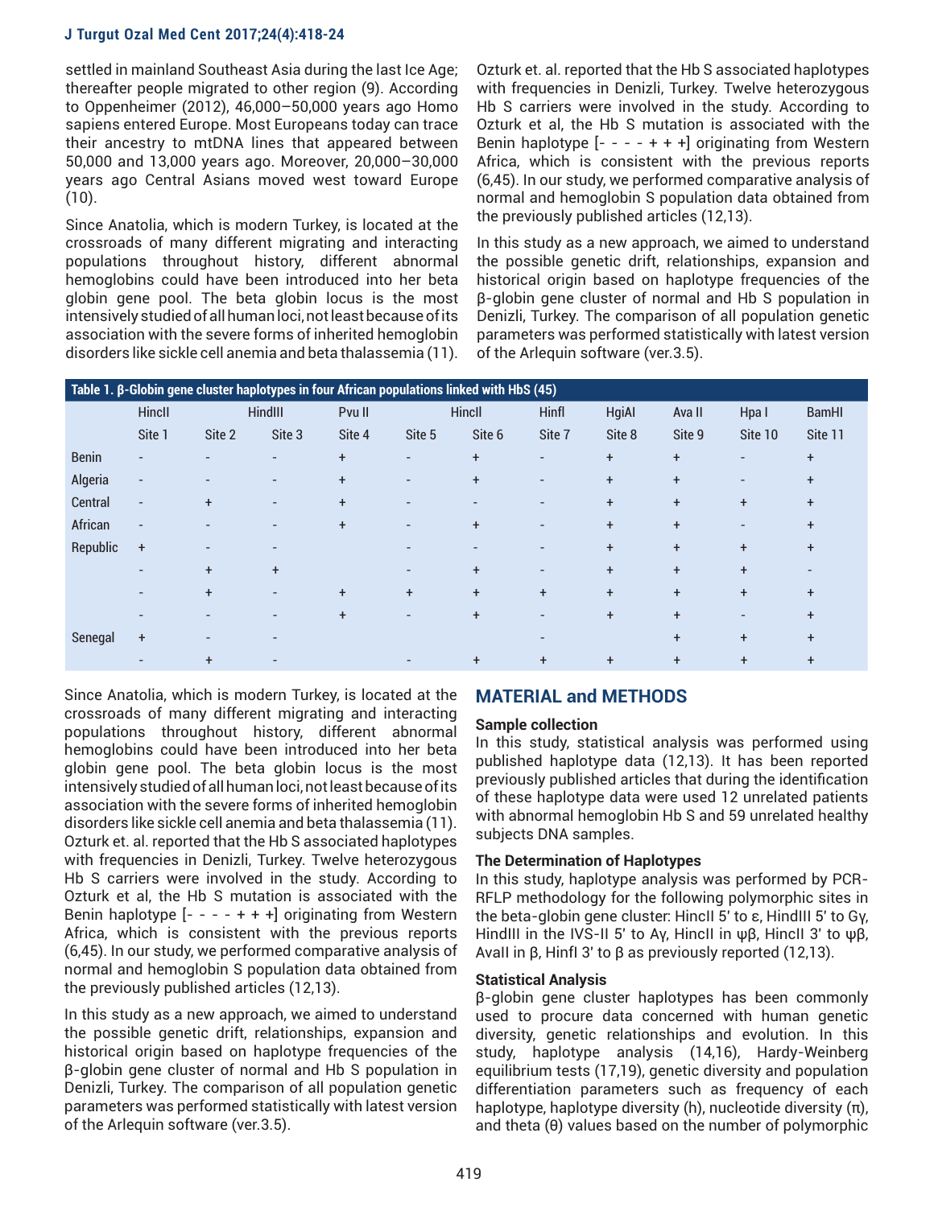settled in mainland Southeast Asia during the last Ice Age; thereafter people migrated to other region (9). According to Oppenheimer (2012), 46,000–50,000 years ago Homo sapiens entered Europe. Most Europeans today can trace their ancestry to mtDNA lines that appeared between 50,000 and 13,000 years ago. Moreover, 20,000–30,000 years ago Central Asians moved west toward Europe (10).

Since Anatolia, which is modern Turkey, is located at the crossroads of many different migrating and interacting populations throughout history, different abnormal hemoglobins could have been introduced into her beta globin gene pool. The beta globin locus is the most intensively studied of all human loci, not least because of its association with the severe forms of inherited hemoglobin disorders like sickle cell anemia and beta thalassemia (11).

Ozturk et. al. reported that the Hb S associated haplotypes with frequencies in Denizli, Turkey. Twelve heterozygous Hb S carriers were involved in the study. According to Ozturk et al, the Hb S mutation is associated with the Benin haplotype [- - - - + + +] originating from Western Africa, which is consistent with the previous reports (6,45). In our study, we performed comparative analysis of normal and hemoglobin S population data obtained from the previously published articles (12,13).

In this study as a new approach, we aimed to understand the possible genetic drift, relationships, expansion and historical origin based on haplotype frequencies of the β-globin gene cluster of normal and Hb S population in Denizli, Turkey. The comparison of all population genetic parameters was performed statistically with latest version of the Arlequin software (ver.3.5).

**Table 1. β-Globin gene cluster haplotypes in four African populations linked with HbS (45)**

| | HincII | HindIII | | Pvu II | HincII | | HinfI | HgiAI | Ava II | Hpa I | BamHI |
|---|---|---|---|---|---|---|---|---|---|---|---|
| | Site 1 | Site 2 | Site 3 | Site 4 | Site 5 | Site 6 | Site 7 | Site 8 | Site 9 | Site 10 | Site 11 |
| Benin | - | - | - | + | - | + | - | + | + | - | + |
| Algeria | - | - | - | + | - | + | - | + | + | - | + |
| Central | - | + | - | + | - | - | - | + | + | + | + |
| African | - | - | - | + | - | + | - | + | + | - | + |
| Republic | + | - | - | | - | - | - | + | + | + | + |
| | - | + | + | | - | + | - | + | + | + | - |
| | - | + | - | + | + | + | + | + | + | + | + |
| | - | - | - | + | - | + | - | + | + | - | + |
| Senegal | + | - | - | | | | - | | + | + | + |
| | - | + | - | | - | + | + | + | + | + | + |

Since Anatolia, which is modern Turkey, is located at the crossroads of many different migrating and interacting populations throughout history, different abnormal hemoglobins could have been introduced into her beta globin gene pool. The beta globin locus is the most intensively studied of all human loci, not least because of its association with the severe forms of inherited hemoglobin disorders like sickle cell anemia and beta thalassemia (11). Ozturk et. al. reported that the Hb S associated haplotypes with frequencies in Denizli, Turkey. Twelve heterozygous Hb S carriers were involved in the study. According to Ozturk et al, the Hb S mutation is associated with the Benin haplotype [- - - - + + +] originating from Western Africa, which is consistent with the previous reports (6,45). In our study, we performed comparative analysis of normal and hemoglobin S population data obtained from the previously published articles (12,13).

In this study as a new approach, we aimed to understand the possible genetic drift, relationships, expansion and historical origin based on haplotype frequencies of the β-globin gene cluster of normal and Hb S population in Denizli, Turkey. The comparison of all population genetic parameters was performed statistically with latest version of the Arlequin software (ver.3.5).

## MATERIAL and METHODS

### Sample collection

In this study, statistical analysis was performed using published haplotype data (12,13). It has been reported previously published articles that during the identification of these haplotype data were used 12 unrelated patients with abnormal hemoglobin Hb S and 59 unrelated healthy subjects DNA samples.

### The Determination of Haplotypes

In this study, haplotype analysis was performed by PCR-RFLP methodology for the following polymorphic sites in the beta-globin gene cluster: HincII 5' to ε, HindIII 5' to Gγ, HindIII in the IVS-II 5' to Aγ, HincII in ψβ, HincII 3' to ψβ, AvaII in β, HinfI 3' to β as previously reported (12,13).

### Statistical Analysis

β-globin gene cluster haplotypes has been commonly used to procure data concerned with human genetic diversity, genetic relationships and evolution. In this study, haplotype analysis (14,16), Hardy-Weinberg equilibrium tests (17,19), genetic diversity and population differentiation parameters such as frequency of each haplotype, haplotype diversity (h), nucleotide diversity (π), and theta (θ) values based on the number of polymorphic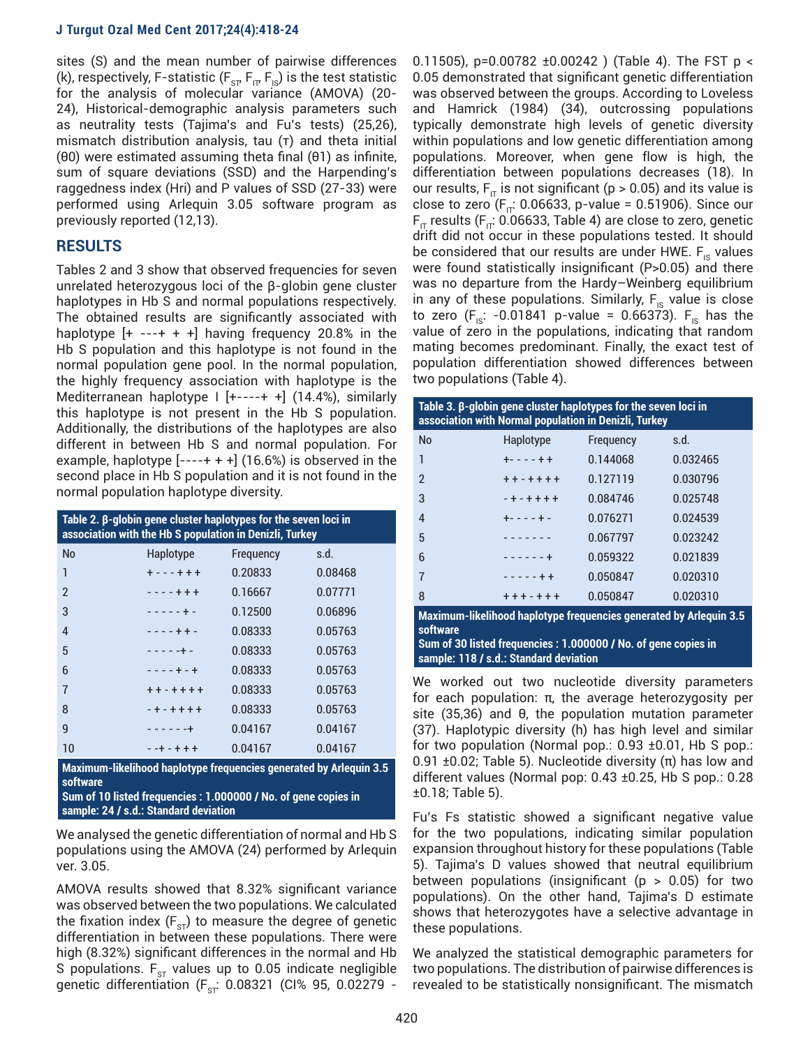sites (S) and the mean number of pairwise differences (k), respectively, F-statistic ($F_{ST}$, $F_{IT}$, $F_{IS}$) is the test statistic for the analysis of molecular variance (AMOVA) (20-24), Historical-demographic analysis parameters such as neutrality tests (Tajima's and Fu's tests) (25,26), mismatch distribution analysis, tau (τ) and theta initial (θ0) were estimated assuming theta final (θ1) as infinite, sum of square deviations (SSD) and the Harpending's raggedness index (Hri) and P values of SSD (27-33) were performed using Arlequin 3.05 software program as previously reported (12,13).

## RESULTS

Tables 2 and 3 show that observed frequencies for seven unrelated heterozygous loci of the β-globin gene cluster haplotypes in Hb S and normal populations respectively. The obtained results are significantly associated with haplotype [+ ---+ + +] having frequency 20.8% in the Hb S population and this haplotype is not found in the normal population gene pool. In the normal population, the highly frequency association with haplotype is the Mediterranean haplotype I [+----+ +] (14.4%), similarly this haplotype is not present in the Hb S population. Additionally, the distributions of the haplotypes are also different in between Hb S and normal population. For example, haplotype [----+ + +] (16.6%) is observed in the second place in Hb S population and it is not found in the normal population haplotype diversity.

**Table 2. β-globin gene cluster haplotypes for the seven loci in association with the Hb S population in Denizli, Turkey**

| No | Haplotype | Frequency | s.d. |
|---|---|---|---|
| 1 | + - - - + + + | 0.20833 | 0.08468 |
| 2 | - - - - + + + | 0.16667 | 0.07771 |
| 3 | - - - - - + - | 0.12500 | 0.06896 |
| 4 | - - - - + + - | 0.08333 | 0.05763 |
| 5 | - - - - -+ - | 0.08333 | 0.05763 |
| 6 | - - - - + - + | 0.08333 | 0.05763 |
| 7 | + + - + + + + | 0.08333 | 0.05763 |
| 8 | - + - + + + + | 0.08333 | 0.05763 |
| 9 | - - - - - -+ | 0.04167 | 0.04167 |
| 10 | - -+ - + + + | 0.04167 | 0.04167 |

**Maximum-likelihood haplotype frequencies generated by Arlequin 3.5 software**
**Sum of 10 listed frequencies : 1.000000 / No. of gene copies in sample: 24 / s.d.: Standard deviation**

We analysed the genetic differentiation of normal and Hb S populations using the AMOVA (24) performed by Arlequin ver. 3.05.

AMOVA results showed that 8.32% significant variance was observed between the two populations. We calculated the fixation index ($F_{ST}$) to measure the degree of genetic differentiation in between these populations. There were high (8.32%) significant differences in the normal and Hb S populations. $F_{ST}$ values up to 0.05 indicate negligible genetic differentiation ($F_{ST}$: 0.08321 (CI% 95, 0.02279 - 0.11505), p=0.00782 ±0.00242 ) (Table 4). The FST p < 0.05 demonstrated that significant genetic differentiation was observed between the groups. According to Loveless and Hamrick (1984) (34), outcrossing populations typically demonstrate high levels of genetic diversity within populations and low genetic differentiation among populations. Moreover, when gene flow is high, the differentiation between populations decreases (18). In our results, $F_{IT}$ is not significant (p > 0.05) and its value is close to zero ($F_{IT}$: 0.06633, p-value = 0.51906). Since our $F_{IT}$ results ($F_{IT}$: 0.06633, Table 4) are close to zero, genetic drift did not occur in these populations tested. It should be considered that our results are under HWE. $F_{IS}$ values were found statistically insignificant (P>0.05) and there was no departure from the Hardy–Weinberg equilibrium in any of these populations. Similarly, $F_{IS}$ value is close to zero ($F_{IS}$: -0.01841 p-value = 0.66373). $F_{IS}$ has the value of zero in the populations, indicating that random mating becomes predominant. Finally, the exact test of population differentiation showed differences between two populations (Table 4).

**Table 3. β-globin gene cluster haplotypes for the seven loci in association with Normal population in Denizli, Turkey**

| No | Haplotype | Frequency | s.d. |
|---|---|---|---|
| 1 | +- - - - + + | 0.144068 | 0.032465 |
| 2 | + + - + + + + | 0.127119 | 0.030796 |
| 3 | - + - + + + + | 0.084746 | 0.025748 |
| 4 | +- - - - + - | 0.076271 | 0.024539 |
| 5 | - - - - - - - | 0.067797 | 0.023242 |
| 6 | - - - - - - + | 0.059322 | 0.021839 |
| 7 | - - - - - + + | 0.050847 | 0.020310 |
| 8 | + + + - + + + | 0.050847 | 0.020310 |

**Maximum-likelihood haplotype frequencies generated by Arlequin 3.5 software**
**Sum of 30 listed frequencies : 1.000000 / No. of gene copies in sample: 118 / s.d.: Standard deviation**

We worked out two nucleotide diversity parameters for each population: π, the average heterozygosity per site (35,36) and θ, the population mutation parameter (37). Haplotypic diversity (h) has high level and similar for two population (Normal pop.: 0.93 ±0.01, Hb S pop.: 0.91 ±0.02; Table 5). Nucleotide diversity (π) has low and different values (Normal pop: 0.43 ±0.25, Hb S pop.: 0.28 ±0.18; Table 5).

Fu's Fs statistic showed a significant negative value for the two populations, indicating similar population expansion throughout history for these populations (Table 5). Tajima's D values showed that neutral equilibrium between populations (insignificant (p > 0.05) for two populations). On the other hand, Tajima's D estimate shows that heterozygotes have a selective advantage in these populations.

We analyzed the statistical demographic parameters for two populations. The distribution of pairwise differences is revealed to be statistically nonsignificant. The mismatch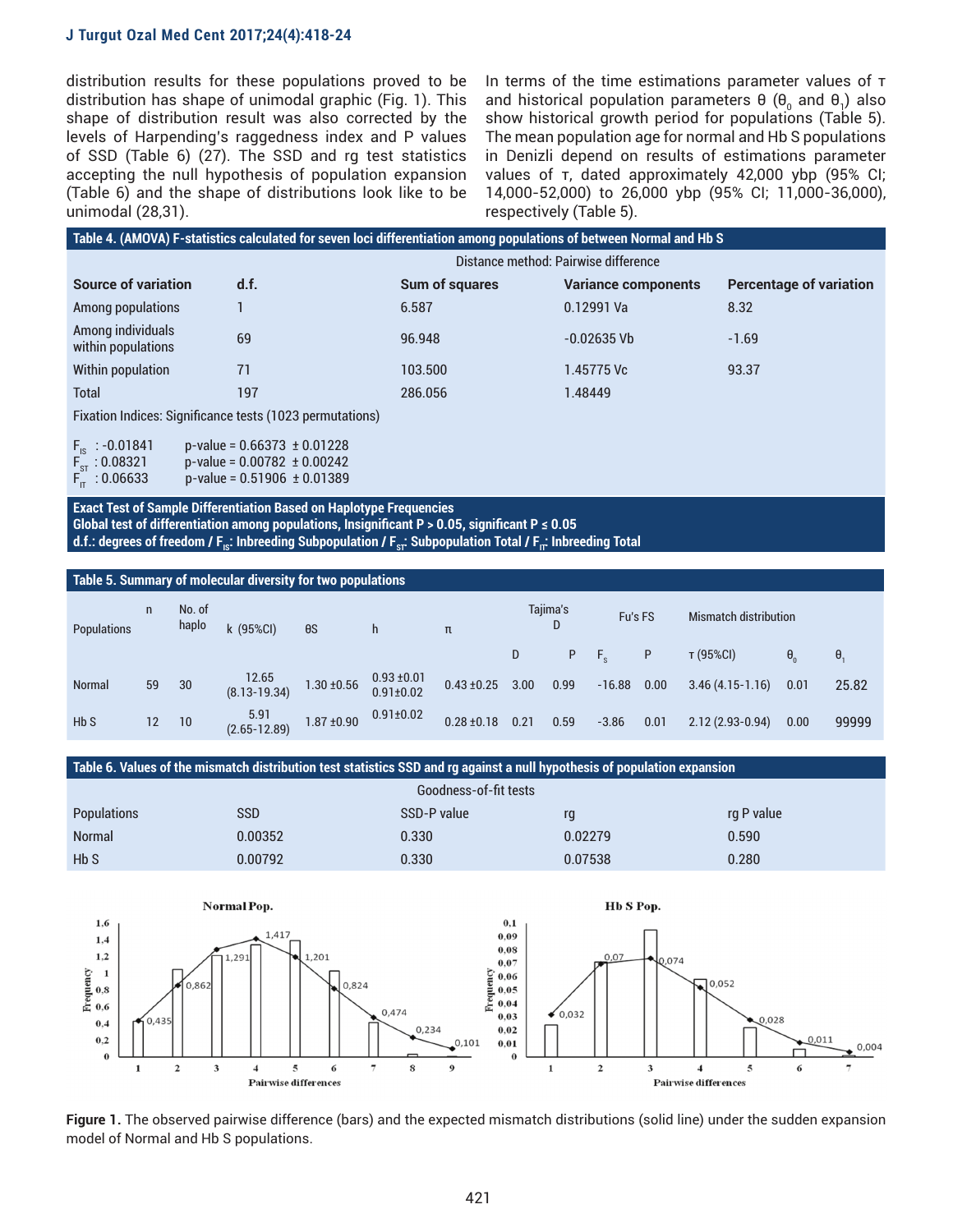distribution results for these populations proved to be distribution has shape of unimodal graphic (Fig. 1). This shape of distribution result was also corrected by the levels of Harpending's raggedness index and P values of SSD (Table 6) (27). The SSD and rg test statistics accepting the null hypothesis of population expansion (Table 6) and the shape of distributions look like to be unimodal (28,31).

In terms of the time estimations parameter values of τ and historical population parameters θ ($\theta_0$ and $\theta_1$) also show historical growth period for populations (Table 5). The mean population age for normal and Hb S populations in Denizli depend on results of estimations parameter values of τ, dated approximately 42,000 ybp (95% CI; 14,000-52,000) to 26,000 ybp (95% CI; 11,000-36,000), respectively (Table 5).

**Table 4. (AMOVA) F-statistics calculated for seven loci differentiation among populations of between Normal and Hb S**

| | | Distance method: Pairwise difference | | |
|---|---|---|---|---|
| **Source of variation** | **d.f.** | **Sum of squares** | **Variance components** | **Percentage of variation** |
| Among populations | 1 | 6.587 | 0.12991 Va | 8.32 |
| Among individuals within populations | 69 | 96.948 | -0.02635 Vb | -1.69 |
| Within population | 71 | 103.500 | 1.45775 Vc | 93.37 |
| Total | 197 | 286.056 | 1.48449 | |

Fixation Indices: Significance tests (1023 permutations)

$F_{IS}$ : -0.01841 p-value = 0.66373 ± 0.01228
$F_{ST}$ : 0.08321 p-value = 0.00782 ± 0.00242
$F_{IT}$ : 0.06633 p-value = 0.51906 ± 0.01389

**Exact Test of Sample Differentiation Based on Haplotype Frequencies**
**Global test of differentiation among populations, Insignificant P > 0.05, significant P ≤ 0.05**
**d.f.: degrees of freedom / $F_{IS}$: Inbreeding Subpopulation / $F_{ST}$: Subpopulation Total / $F_{IT}$: Inbreeding Total**

**Table 5. Summary of molecular diversity for two populations**

| Populations | n | No. of haplo | k (95%CI) | θS | h | π | Tajima's D | | Fu's FS | | Mismatch distribution | | |
|---|---|---|---|---|---|---|---|---|---|---|---|---|---|
| | | | | | | | D | P | $F_s$ | P | τ (95%CI) | $\theta_0$ | $\theta_1$ |
| Normal | 59 | 30 | 12.65 (8.13-19.34) | 1.30 ±0.56 | 0.93 ±0.01 0.91±0.02 | 0.43 ±0.25 | 3.00 | 0.99 | -16.88 | 0.00 | 3.46 (4.15-1.16) | 0.01 | 25.82 |
| Hb S | 12 | 10 | 5.91 (2.65-12.89) | 1.87 ±0.90 | 0.91±0.02 | 0.28 ±0.18 | 0.21 | 0.59 | -3.86 | 0.01 | 2.12 (2.93-0.94) | 0.00 | 99999 |

**Table 6. Values of the mismatch distribution test statistics SSD and rg against a null hypothesis of population expansion**

| | | Goodness-of-fit tests | | |
|---|---|---|---|---|
| Populations | SSD | SSD-P value | rg | rg P value |
| Normal | 0.00352 | 0.330 | 0.02279 | 0.590 |
| Hb S | 0.00792 | 0.330 | 0.07538 | 0.280 |

**Figure 1.** The observed pairwise difference (bars) and the expected mismatch distributions (solid line) under the sudden expansion model of Normal and Hb S populations.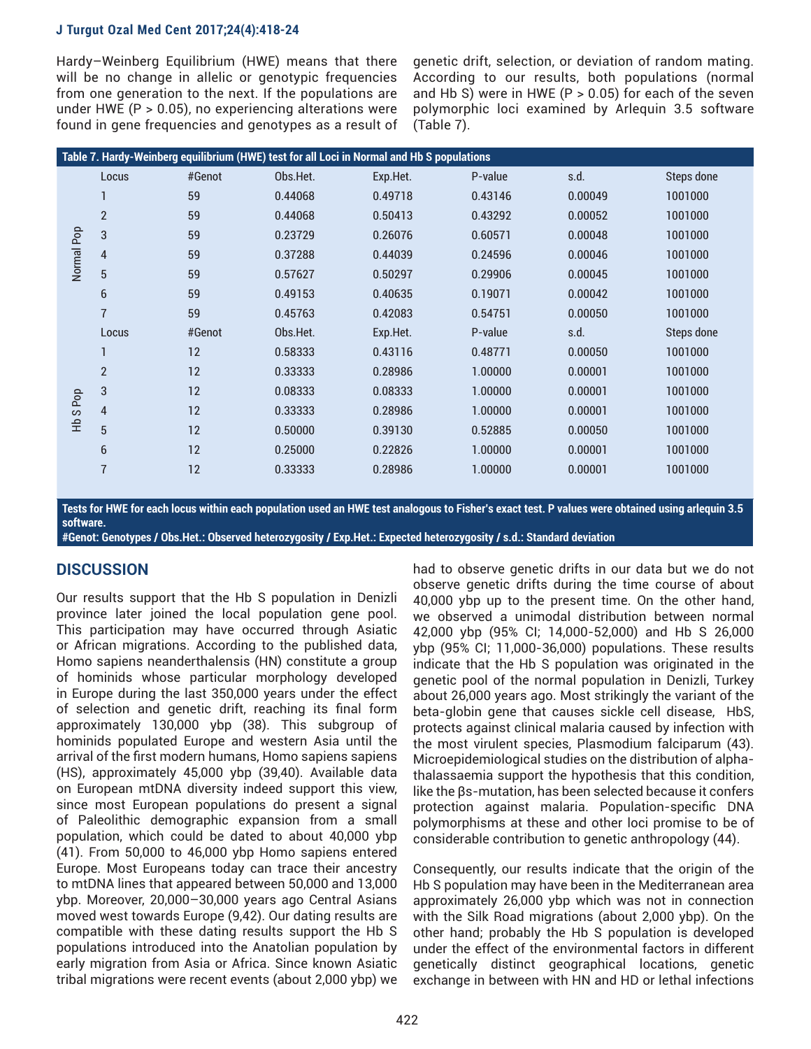Hardy–Weinberg Equilibrium (HWE) means that there will be no change in allelic or genotypic frequencies from one generation to the next. If the populations are under HWE ($P > 0.05$), no experiencing alterations were found in gene frequencies and genotypes as a result of genetic drift, selection, or deviation of random mating. According to our results, both populations (normal and Hb S) were in HWE ($P > 0.05$) for each of the seven polymorphic loci examined by Arlequin 3.5 software (Table 7).

**Table 7. Hardy-Weinberg equilibrium (HWE) test for all Loci in Normal and Hb S populations**

| | Locus | #Genot | Obs.Het. | Exp.Het. | P-value | s.d. | Steps done |
|---|---|---|---|---|---|---|---|
| Normal Pop | 1 | 59 | 0.44068 | 0.49718 | 0.43146 | 0.00049 | 1001000 |
| | 2 | 59 | 0.44068 | 0.50413 | 0.43292 | 0.00052 | 1001000 |
| | 3 | 59 | 0.23729 | 0.26076 | 0.60571 | 0.00048 | 1001000 |
| | 4 | 59 | 0.37288 | 0.44039 | 0.24596 | 0.00046 | 1001000 |
| | 5 | 59 | 0.57627 | 0.50297 | 0.29906 | 0.00045 | 1001000 |
| | 6 | 59 | 0.49153 | 0.40635 | 0.19071 | 0.00042 | 1001000 |
| | 7 | 59 | 0.45763 | 0.42083 | 0.54751 | 0.00050 | 1001000 |
| | Locus | #Genot | Obs.Het. | Exp.Het. | P-value | s.d. | Steps done |
| Hb S Pop | 1 | 12 | 0.58333 | 0.43116 | 0.48771 | 0.00050 | 1001000 |
| | 2 | 12 | 0.33333 | 0.28986 | 1.00000 | 0.00001 | 1001000 |
| | 3 | 12 | 0.08333 | 0.08333 | 1.00000 | 0.00001 | 1001000 |
| | 4 | 12 | 0.33333 | 0.28986 | 1.00000 | 0.00001 | 1001000 |
| | 5 | 12 | 0.50000 | 0.39130 | 0.52885 | 0.00050 | 1001000 |
| | 6 | 12 | 0.25000 | 0.22826 | 1.00000 | 0.00001 | 1001000 |
| | 7 | 12 | 0.33333 | 0.28986 | 1.00000 | 0.00001 | 1001000 |

**Tests for HWE for each locus within each population used an HWE test analogous to Fisher's exact test. P values were obtained using arlequin 3.5 software.**
**#Genot: Genotypes / Obs.Het.: Observed heterozygosity / Exp.Het.: Expected heterozygosity / s.d.: Standard deviation**

## DISCUSSION

Our results support that the Hb S population in Denizli province later joined the local population gene pool. This participation may have occurred through Asiatic or African migrations. According to the published data, Homo sapiens neanderthalensis (HN) constitute a group of hominids whose particular morphology developed in Europe during the last 350,000 years under the effect of selection and genetic drift, reaching its final form approximately 130,000 ybp (38). This subgroup of hominids populated Europe and western Asia until the arrival of the first modern humans, Homo sapiens sapiens (HS), approximately 45,000 ybp (39,40). Available data on European mtDNA diversity indeed support this view, since most European populations do present a signal of Paleolithic demographic expansion from a small population, which could be dated to about 40,000 ybp (41). From 50,000 to 46,000 ybp Homo sapiens entered Europe. Most Europeans today can trace their ancestry to mtDNA lines that appeared between 50,000 and 13,000 ybp. Moreover, 20,000–30,000 years ago Central Asians moved west towards Europe (9,42). Our dating results are compatible with these dating results support the Hb S populations introduced into the Anatolian population by early migration from Asia or Africa. Since known Asiatic tribal migrations were recent events (about 2,000 ybp) we had to observe genetic drifts in our data but we do not observe genetic drifts during the time course of about 40,000 ybp up to the present time. On the other hand, we observed a unimodal distribution between normal 42,000 ybp (95% CI; 14,000-52,000) and Hb S 26,000 ybp (95% CI; 11,000-36,000) populations. These results indicate that the Hb S population was originated in the genetic pool of the normal population in Denizli, Turkey about 26,000 years ago. Most strikingly the variant of the beta-globin gene that causes sickle cell disease, HbS, protects against clinical malaria caused by infection with the most virulent species, Plasmodium falciparum (43). Microepidemiological studies on the distribution of alpha-thalassaemia support the hypothesis that this condition, like the βs-mutation, has been selected because it confers protection against malaria. Population-specific DNA polymorphisms at these and other loci promise to be of considerable contribution to genetic anthropology (44).

Consequently, our results indicate that the origin of the Hb S population may have been in the Mediterranean area approximately 26,000 ybp which was not in connection with the Silk Road migrations (about 2,000 ybp). On the other hand; probably the Hb S population is developed under the effect of the environmental factors in different genetically distinct geographical locations, genetic exchange in between with HN and HD or lethal infections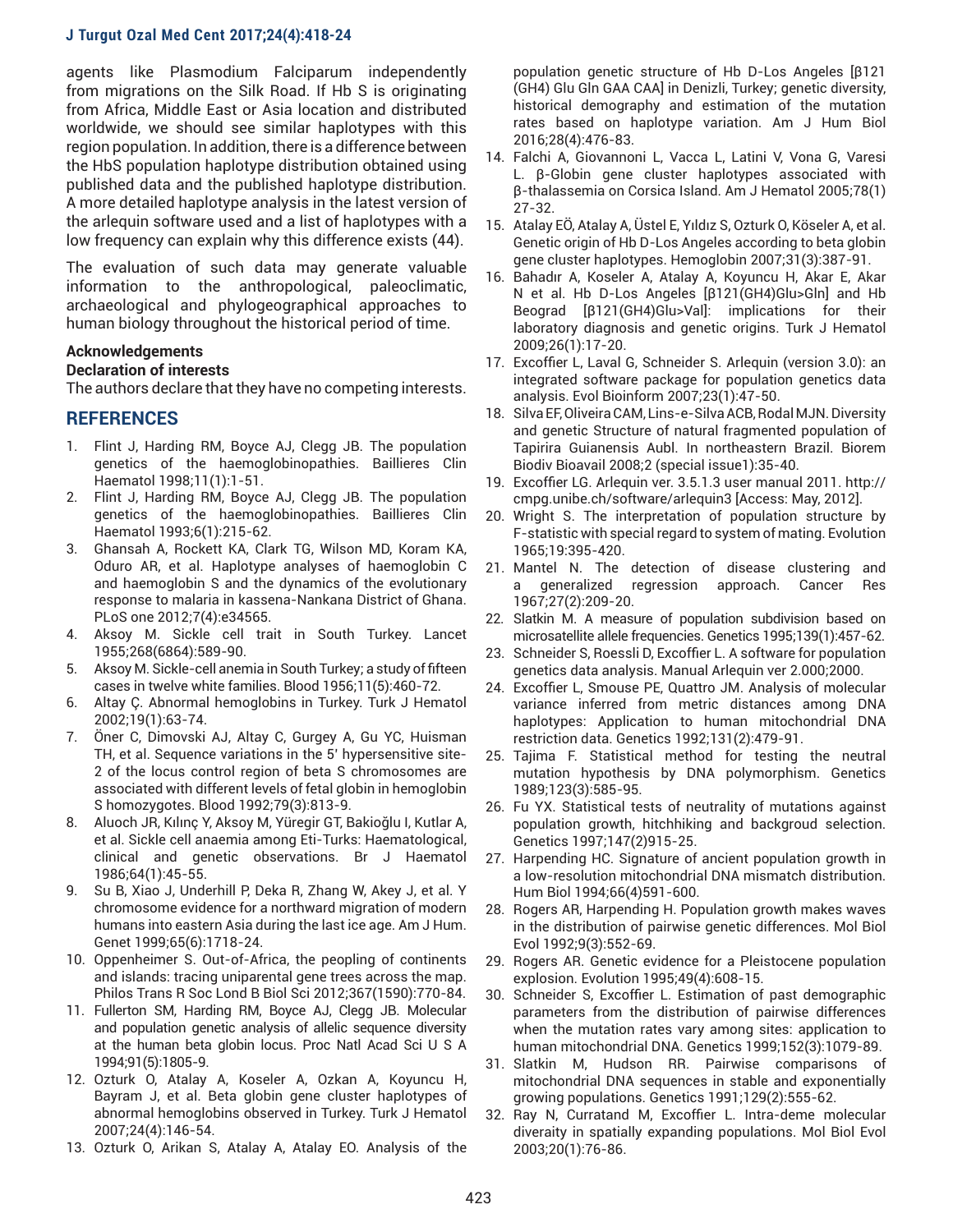agents like Plasmodium Falciparum independently from migrations on the Silk Road. If Hb S is originating from Africa, Middle East or Asia location and distributed worldwide, we should see similar haplotypes with this region population. In addition, there is a difference between the HbS population haplotype distribution obtained using published data and the published haplotype distribution. A more detailed haplotype analysis in the latest version of the arlequin software used and a list of haplotypes with a low frequency can explain why this difference exists (44).

The evaluation of such data may generate valuable information to the anthropological, paleoclimatic, archaeological and phylogeographical approaches to human biology throughout the historical period of time.

**Acknowledgements**

**Declaration of interests**

The authors declare that they have no competing interests.

## REFERENCES

1. Flint J, Harding RM, Boyce AJ, Clegg JB. The population genetics of the haemoglobinopathies. Baillieres Clin Haematol 1998;11(1):1-51.
2. Flint J, Harding RM, Boyce AJ, Clegg JB. The population genetics of the haemoglobinopathies. Baillieres Clin Haematol 1993;6(1):215-62.
3. Ghansah A, Rockett KA, Clark TG, Wilson MD, Koram KA, Oduro AR, et al. Haplotype analyses of haemoglobin C and haemoglobin S and the dynamics of the evolutionary response to malaria in kassena-Nankana District of Ghana. PLoS one 2012;7(4):e34565.
4. Aksoy M. Sickle cell trait in South Turkey. Lancet 1955;268(6864):589-90.
5. Aksoy M. Sickle-cell anemia in South Turkey; a study of fifteen cases in twelve white families. Blood 1956;11(5):460-72.
6. Altay Ç. Abnormal hemoglobins in Turkey. Turk J Hematol 2002;19(1):63-74.
7. Öner C, Dimovski AJ, Altay C, Gurgey A, Gu YC, Huisman TH, et al. Sequence variations in the 5' hypersensitive site-2 of the locus control region of beta S chromosomes are associated with different levels of fetal globin in hemoglobin S homozygotes. Blood 1992;79(3):813-9.
8. Aluoch JR, Kılınç Y, Aksoy M, Yüregir GT, Bakioğlu I, Kutlar A, et al. Sickle cell anaemia among Eti-Turks: Haematological, clinical and genetic observations. Br J Haematol 1986;64(1):45-55.
9. Su B, Xiao J, Underhill P, Deka R, Zhang W, Akey J, et al. Y chromosome evidence for a northward migration of modern humans into eastern Asia during the last ice age. Am J Hum. Genet 1999;65(6):1718-24.
10. Oppenheimer S. Out-of-Africa, the peopling of continents and islands: tracing uniparental gene trees across the map. Philos Trans R Soc Lond B Biol Sci 2012;367(1590):770-84.
11. Fullerton SM, Harding RM, Boyce AJ, Clegg JB. Molecular and population genetic analysis of allelic sequence diversity at the human beta globin locus. Proc Natl Acad Sci U S A 1994;91(5):1805-9.
12. Ozturk O, Atalay A, Koseler A, Ozkan A, Koyuncu H, Bayram J, et al. Beta globin gene cluster haplotypes of abnormal hemoglobins observed in Turkey. Turk J Hematol 2007;24(4):146-54.
13. Ozturk O, Arikan S, Atalay A, Atalay EO. Analysis of the population genetic structure of Hb D-Los Angeles [β121 (GH4) Glu Gln GAA CAA] in Denizli, Turkey; genetic diversity, historical demography and estimation of the mutation rates based on haplotype variation. Am J Hum Biol 2016;28(4):476-83.
14. Falchi A, Giovannoni L, Vacca L, Latini V, Vona G, Varesi L. β-Globin gene cluster haplotypes associated with β-thalassemia on Corsica Island. Am J Hematol 2005;78(1) 27-32.
15. Atalay EÖ, Atalay A, Üstel E, Yıldız S, Ozturk O, Köseler A, et al. Genetic origin of Hb D-Los Angeles according to beta globin gene cluster haplotypes. Hemoglobin 2007;31(3):387-91.
16. Bahadır A, Koseler A, Atalay A, Koyuncu H, Akar E, Akar N et al. Hb D-Los Angeles [β121(GH4)Glu>Gln] and Hb Beograd [β121(GH4)Glu>Val]: implications for their laboratory diagnosis and genetic origins. Turk J Hematol 2009;26(1):17-20.
17. Excoffier L, Laval G, Schneider S. Arlequin (version 3.0): an integrated software package for population genetics data analysis. Evol Bioinform 2007;23(1):47-50.
18. Silva EF, Oliveira CAM, Lins-e-Silva ACB, Rodal MJN. Diversity and genetic Structure of natural fragmented population of Tapirira Guianensis Aubl. In northeastern Brazil. Biorem Biodiv Bioavail 2008;2 (special issue1):35-40.
19. Excoffier LG. Arlequin ver. 3.5.1.3 user manual 2011. http://cmpg.unibe.ch/software/arlequin3 [Access: May, 2012].
20. Wright S. The interpretation of population structure by F-statistic with special regard to system of mating. Evolution 1965;19:395-420.
21. Mantel N. The detection of disease clustering and a generalized regression approach. Cancer Res 1967;27(2):209-20.
22. Slatkin M. A measure of population subdivision based on microsatellite allele frequencies. Genetics 1995;139(1):457-62.
23. Schneider S, Roessli D, Excoffier L. A software for population genetics data analysis. Manual Arlequin ver 2.000;2000.
24. Excoffier L, Smouse PE, Quattro JM. Analysis of molecular variance inferred from metric distances among DNA haplotypes: Application to human mitochondrial DNA restriction data. Genetics 1992;131(2):479-91.
25. Tajima F. Statistical method for testing the neutral mutation hypothesis by DNA polymorphism. Genetics 1989;123(3):585-95.
26. Fu YX. Statistical tests of neutrality of mutations against population growth, hitchhiking and backgroud selection. Genetics 1997;147(2)915-25.
27. Harpending HC. Signature of ancient population growth in a low-resolution mitochondrial DNA mismatch distribution. Hum Biol 1994;66(4)591-600.
28. Rogers AR, Harpending H. Population growth makes waves in the distribution of pairwise genetic differences. Mol Biol Evol 1992;9(3):552-69.
29. Rogers AR. Genetic evidence for a Pleistocene population explosion. Evolution 1995;49(4):608-15.
30. Schneider S, Excoffier L. Estimation of past demographic parameters from the distribution of pairwise differences when the mutation rates vary among sites: application to human mitochondrial DNA. Genetics 1999;152(3):1079-89.
31. Slatkin M, Hudson RR. Pairwise comparisons of mitochondrial DNA sequences in stable and exponentially growing populations. Genetics 1991;129(2):555-62.
32. Ray N, Curratand M, Excoffier L. Intra-deme molecular diveraity in spatially expanding populations. Mol Biol Evol 2003;20(1):76-86.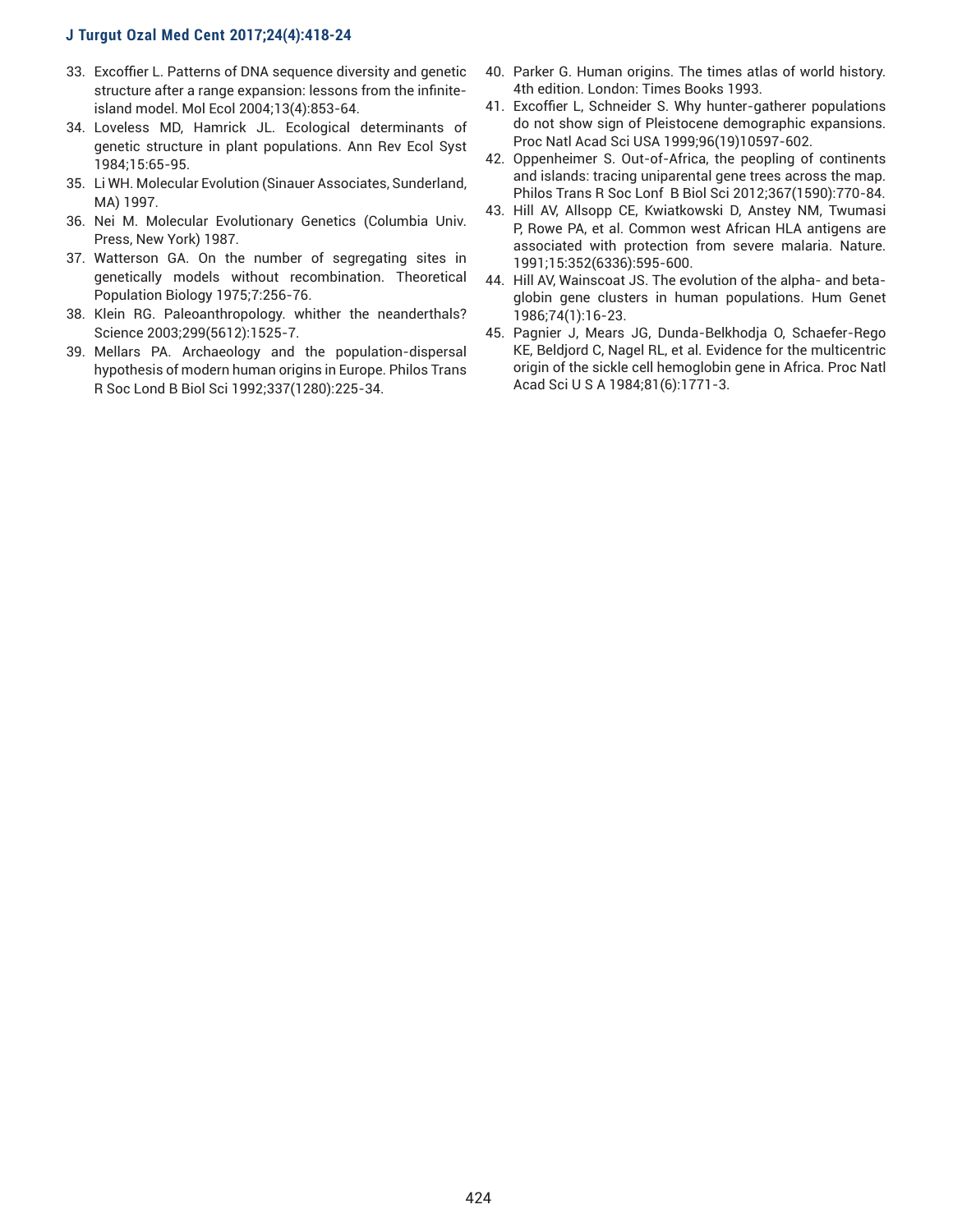33. Excoffier L. Patterns of DNA sequence diversity and genetic structure after a range expansion: lessons from the infinite-island model. Mol Ecol 2004;13(4):853-64.
34. Loveless MD, Hamrick JL. Ecological determinants of genetic structure in plant populations. Ann Rev Ecol Syst 1984;15:65-95.
35. Li WH. Molecular Evolution (Sinauer Associates, Sunderland, MA) 1997.
36. Nei M. Molecular Evolutionary Genetics (Columbia Univ. Press, New York) 1987.
37. Watterson GA. On the number of segregating sites in genetically models without recombination. Theoretical Population Biology 1975;7:256-76.
38. Klein RG. Paleoanthropology. whither the neanderthals? Science 2003;299(5612):1525-7.
39. Mellars PA. Archaeology and the population-dispersal hypothesis of modern human origins in Europe. Philos Trans R Soc Lond B Biol Sci 1992;337(1280):225-34.
40. Parker G. Human origins. The times atlas of world history. 4th edition. London: Times Books 1993.
41. Excoffier L, Schneider S. Why hunter-gatherer populations do not show sign of Pleistocene demographic expansions. Proc Natl Acad Sci USA 1999;96(19)10597-602.
42. Oppenheimer S. Out-of-Africa, the peopling of continents and islands: tracing uniparental gene trees across the map. Philos Trans R Soc Lonf B Biol Sci 2012;367(1590):770-84.
43. Hill AV, Allsopp CE, Kwiatkowski D, Anstey NM, Twumasi P, Rowe PA, et al. Common west African HLA antigens are associated with protection from severe malaria. Nature. 1991;15:352(6336):595-600.
44. Hill AV, Wainscoat JS. The evolution of the alpha- and beta-globin gene clusters in human populations. Hum Genet 1986;74(1):16-23.
45. Pagnier J, Mears JG, Dunda-Belkhodja O, Schaefer-Rego KE, Beldjord C, Nagel RL, et al. Evidence for the multicentric origin of the sickle cell hemoglobin gene in Africa. Proc Natl Acad Sci U S A 1984;81(6):1771-3.